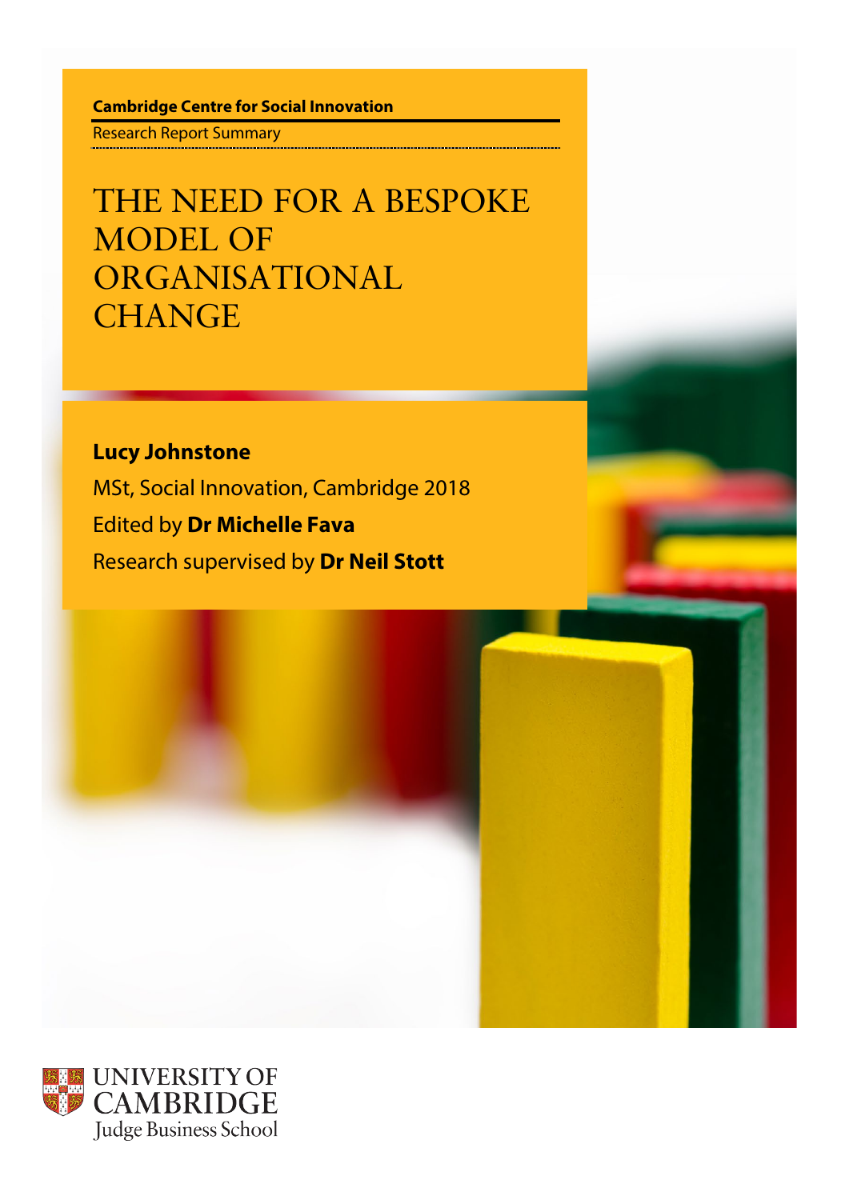**Cambridge Centre for Social Innovation**

Research Report Summary

# THE NEED FOR A BESPOKE MODEL OF ORGANISATIONAL CHANGE

**Lucy Johnstone**

MSt, Social Innovation, Cambridge 2018

Edited by **Dr Michelle Fava**

Research supervised by **Dr Neil Stott**

UNIVERSITY OF CAMBRIDGE
Judge Business School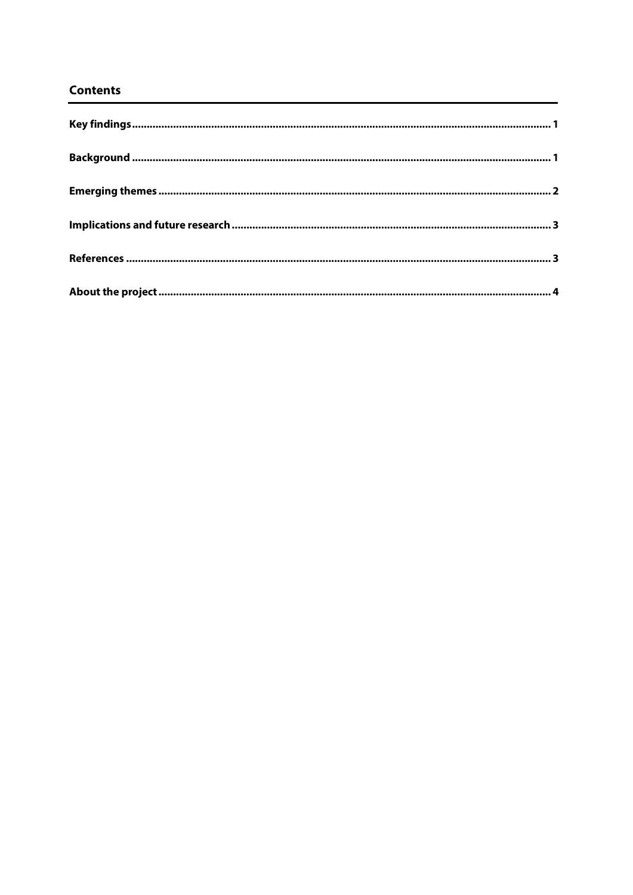## Contents

**Key findings** .................................................................................................................. **1**

**Background** ..................................................................................................................... **1**

**Emerging themes** ............................................................................................................ **2**

**Implications and future research** ................................................................................... **3**

**References** ...................................................................................................................... **3**

**About the project** ............................................................................................................ **4**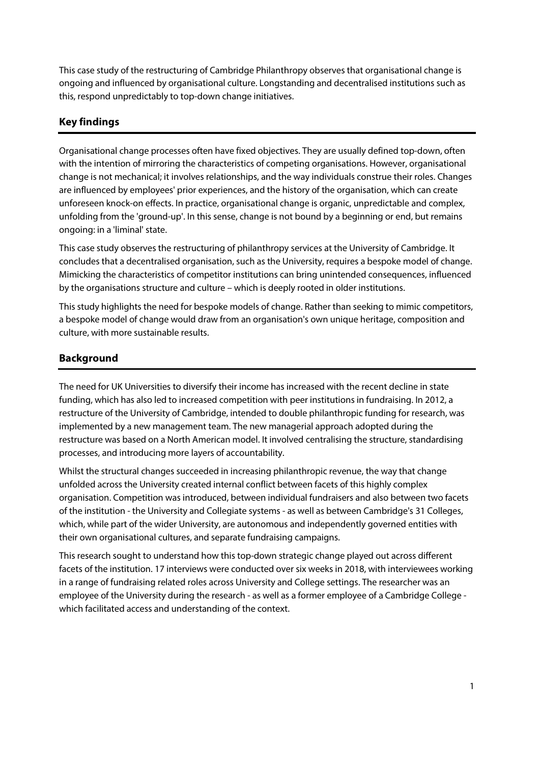This case study of the restructuring of Cambridge Philanthropy observes that organisational change is ongoing and influenced by organisational culture. Longstanding and decentralised institutions such as this, respond unpredictably to top-down change initiatives.

## Key findings

Organisational change processes often have fixed objectives. They are usually defined top-down, often with the intention of mirroring the characteristics of competing organisations. However, organisational change is not mechanical; it involves relationships, and the way individuals construe their roles. Changes are influenced by employees' prior experiences, and the history of the organisation, which can create unforeseen knock-on effects. In practice, organisational change is organic, unpredictable and complex, unfolding from the 'ground-up'. In this sense, change is not bound by a beginning or end, but remains ongoing: in a 'liminal' state.

This case study observes the restructuring of philanthropy services at the University of Cambridge. It concludes that a decentralised organisation, such as the University, requires a bespoke model of change. Mimicking the characteristics of competitor institutions can bring unintended consequences, influenced by the organisations structure and culture – which is deeply rooted in older institutions.

This study highlights the need for bespoke models of change. Rather than seeking to mimic competitors, a bespoke model of change would draw from an organisation's own unique heritage, composition and culture, with more sustainable results.

## Background

The need for UK Universities to diversify their income has increased with the recent decline in state funding, which has also led to increased competition with peer institutions in fundraising. In 2012, a restructure of the University of Cambridge, intended to double philanthropic funding for research, was implemented by a new management team. The new managerial approach adopted during the restructure was based on a North American model. It involved centralising the structure, standardising processes, and introducing more layers of accountability.

Whilst the structural changes succeeded in increasing philanthropic revenue, the way that change unfolded across the University created internal conflict between facets of this highly complex organisation. Competition was introduced, between individual fundraisers and also between two facets of the institution - the University and Collegiate systems - as well as between Cambridge's 31 Colleges, which, while part of the wider University, are autonomous and independently governed entities with their own organisational cultures, and separate fundraising campaigns.

This research sought to understand how this top-down strategic change played out across different facets of the institution. 17 interviews were conducted over six weeks in 2018, with interviewees working in a range of fundraising related roles across University and College settings. The researcher was an employee of the University during the research - as well as a former employee of a Cambridge College - which facilitated access and understanding of the context.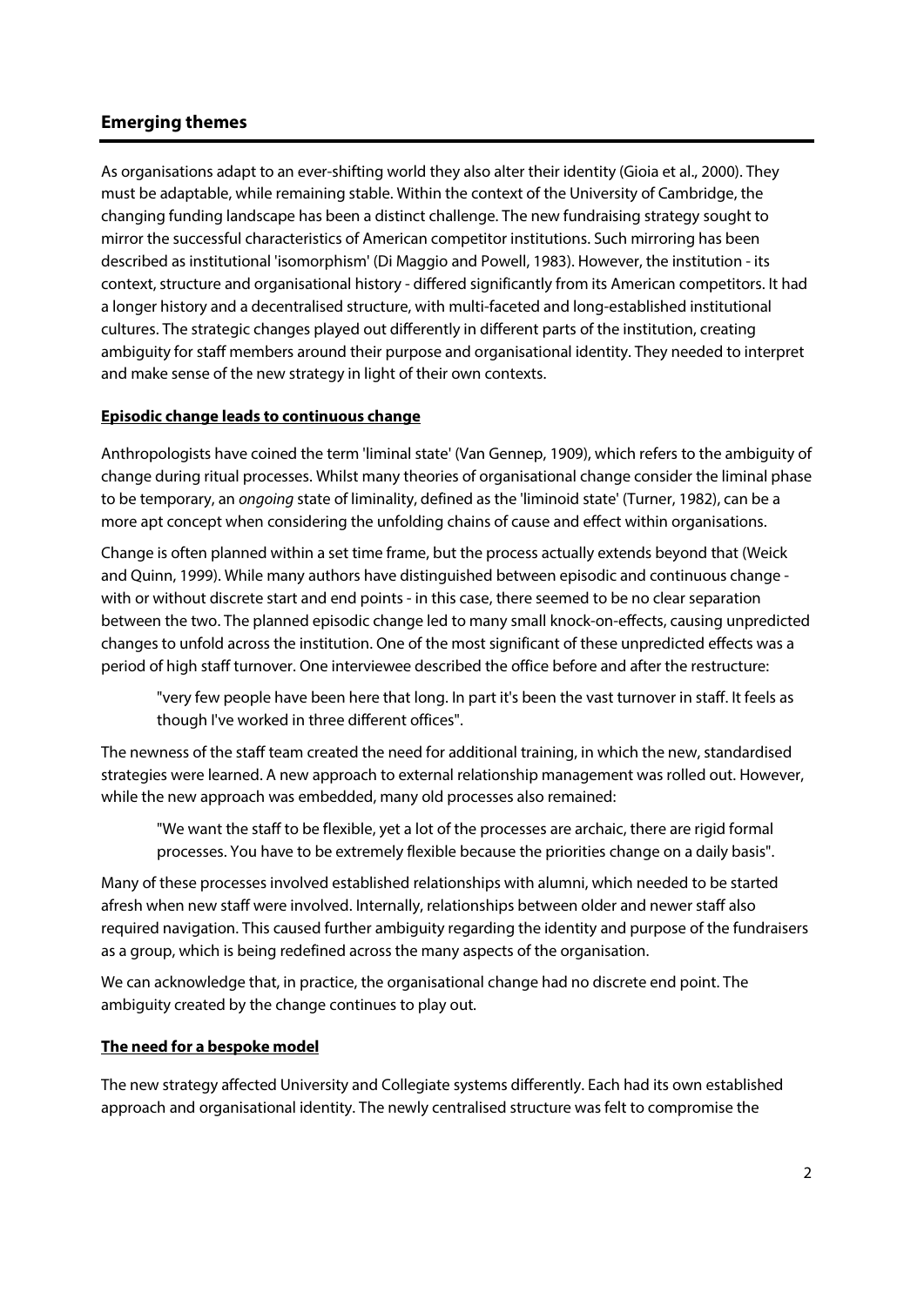## Emerging themes

As organisations adapt to an ever-shifting world they also alter their identity (Gioia et al., 2000). They must be adaptable, while remaining stable. Within the context of the University of Cambridge, the changing funding landscape has been a distinct challenge. The new fundraising strategy sought to mirror the successful characteristics of American competitor institutions. Such mirroring has been described as institutional 'isomorphism' (Di Maggio and Powell, 1983). However, the institution - its context, structure and organisational history - differed significantly from its American competitors. It had a longer history and a decentralised structure, with multi-faceted and long-established institutional cultures. The strategic changes played out differently in different parts of the institution, creating ambiguity for staff members around their purpose and organisational identity. They needed to interpret and make sense of the new strategy in light of their own contexts.

### Episodic change leads to continuous change

Anthropologists have coined the term 'liminal state' (Van Gennep, 1909), which refers to the ambiguity of change during ritual processes. Whilst many theories of organisational change consider the liminal phase to be temporary, an *ongoing* state of liminality, defined as the 'liminoid state' (Turner, 1982), can be a more apt concept when considering the unfolding chains of cause and effect within organisations.

Change is often planned within a set time frame, but the process actually extends beyond that (Weick and Quinn, 1999). While many authors have distinguished between episodic and continuous change - with or without discrete start and end points - in this case, there seemed to be no clear separation between the two. The planned episodic change led to many small knock-on-effects, causing unpredicted changes to unfold across the institution. One of the most significant of these unpredicted effects was a period of high staff turnover. One interviewee described the office before and after the restructure:

> "very few people have been here that long. In part it's been the vast turnover in staff. It feels as though I've worked in three different offices".

The newness of the staff team created the need for additional training, in which the new, standardised strategies were learned. A new approach to external relationship management was rolled out. However, while the new approach was embedded, many old processes also remained:

> "We want the staff to be flexible, yet a lot of the processes are archaic, there are rigid formal processes. You have to be extremely flexible because the priorities change on a daily basis".

Many of these processes involved established relationships with alumni, which needed to be started afresh when new staff were involved. Internally, relationships between older and newer staff also required navigation. This caused further ambiguity regarding the identity and purpose of the fundraisers as a group, which is being redefined across the many aspects of the organisation.

We can acknowledge that, in practice, the organisational change had no discrete end point. The ambiguity created by the change continues to play out.

### The need for a bespoke model

The new strategy affected University and Collegiate systems differently. Each had its own established approach and organisational identity. The newly centralised structure was felt to compromise the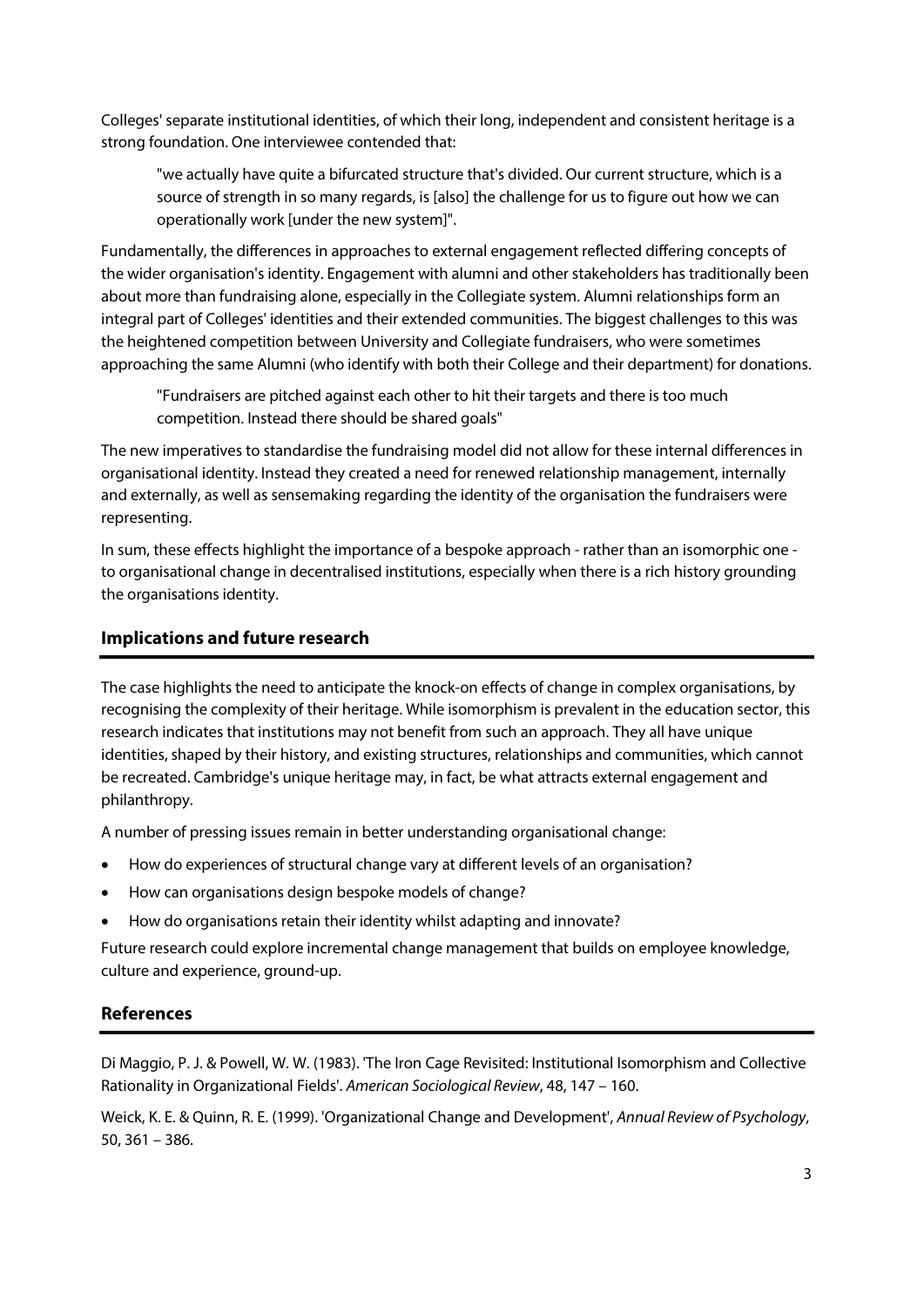Colleges' separate institutional identities, of which their long, independent and consistent heritage is a strong foundation. One interviewee contended that:

> "we actually have quite a bifurcated structure that's divided. Our current structure, which is a source of strength in so many regards, is [also] the challenge for us to figure out how we can operationally work [under the new system]".

Fundamentally, the differences in approaches to external engagement reflected differing concepts of the wider organisation's identity. Engagement with alumni and other stakeholders has traditionally been about more than fundraising alone, especially in the Collegiate system. Alumni relationships form an integral part of Colleges' identities and their extended communities. The biggest challenges to this was the heightened competition between University and Collegiate fundraisers, who were sometimes approaching the same Alumni (who identify with both their College and their department) for donations.

> "Fundraisers are pitched against each other to hit their targets and there is too much competition. Instead there should be shared goals"

The new imperatives to standardise the fundraising model did not allow for these internal differences in organisational identity. Instead they created a need for renewed relationship management, internally and externally, as well as sensemaking regarding the identity of the organisation the fundraisers were representing.

In sum, these effects highlight the importance of a bespoke approach - rather than an isomorphic one - to organisational change in decentralised institutions, especially when there is a rich history grounding the organisations identity.

## Implications and future research

The case highlights the need to anticipate the knock-on effects of change in complex organisations, by recognising the complexity of their heritage. While isomorphism is prevalent in the education sector, this research indicates that institutions may not benefit from such an approach. They all have unique identities, shaped by their history, and existing structures, relationships and communities, which cannot be recreated. Cambridge's unique heritage may, in fact, be what attracts external engagement and philanthropy.

A number of pressing issues remain in better understanding organisational change:

- How do experiences of structural change vary at different levels of an organisation?
- How can organisations design bespoke models of change?
- How do organisations retain their identity whilst adapting and innovate?

Future research could explore incremental change management that builds on employee knowledge, culture and experience, ground-up.

## References

Di Maggio, P. J. & Powell, W. W. (1983). 'The Iron Cage Revisited: Institutional Isomorphism and Collective Rationality in Organizational Fields'. *American Sociological Review*, 48, 147 – 160.

Weick, K. E. & Quinn, R. E. (1999). 'Organizational Change and Development', *Annual Review of Psychology*, 50, 361 – 386.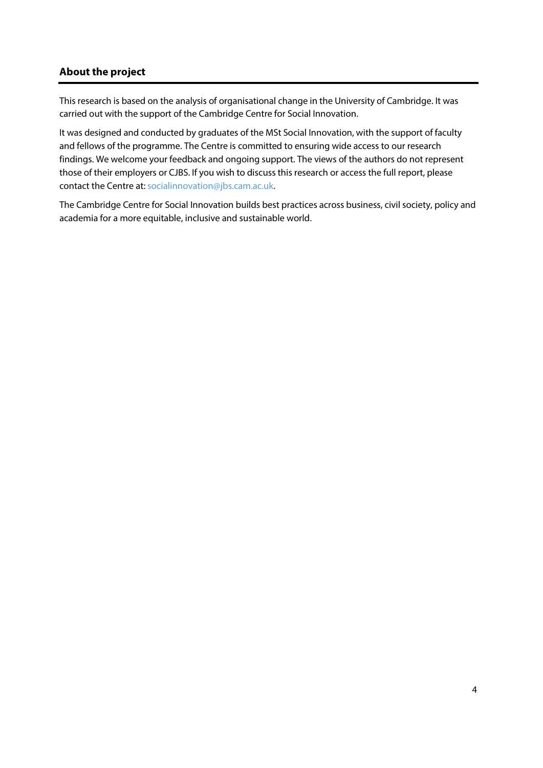## About the project

This research is based on the analysis of organisational change in the University of Cambridge. It was carried out with the support of the Cambridge Centre for Social Innovation.

It was designed and conducted by graduates of the MSt Social Innovation, with the support of faculty and fellows of the programme. The Centre is committed to ensuring wide access to our research findings. We welcome your feedback and ongoing support. The views of the authors do not represent those of their employers or CJBS. If you wish to discuss this research or access the full report, please contact the Centre at: socialinnovation@jbs.cam.ac.uk.

The Cambridge Centre for Social Innovation builds best practices across business, civil society, policy and academia for a more equitable, inclusive and sustainable world.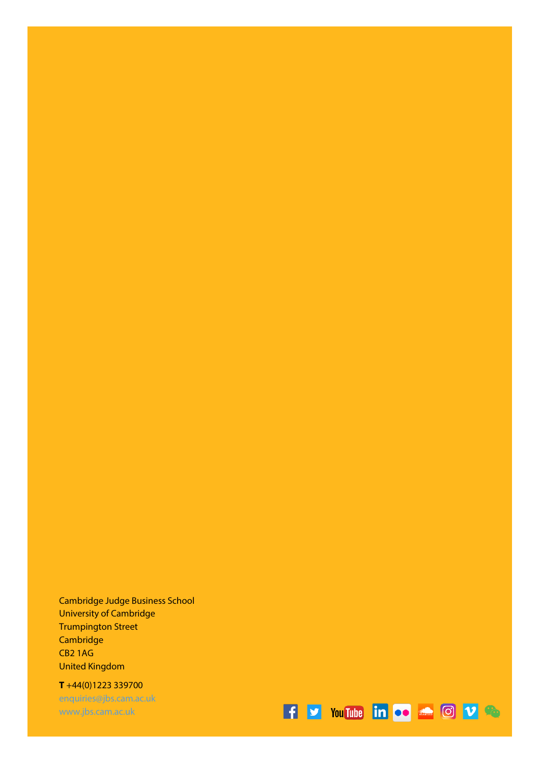Cambridge Judge Business School
University of Cambridge
Trumpington Street
Cambridge
CB2 1AG
United Kingdom

**T** +44(0)1223 339700
enquiries@jbs.cam.ac.uk
www.jbs.cam.ac.uk